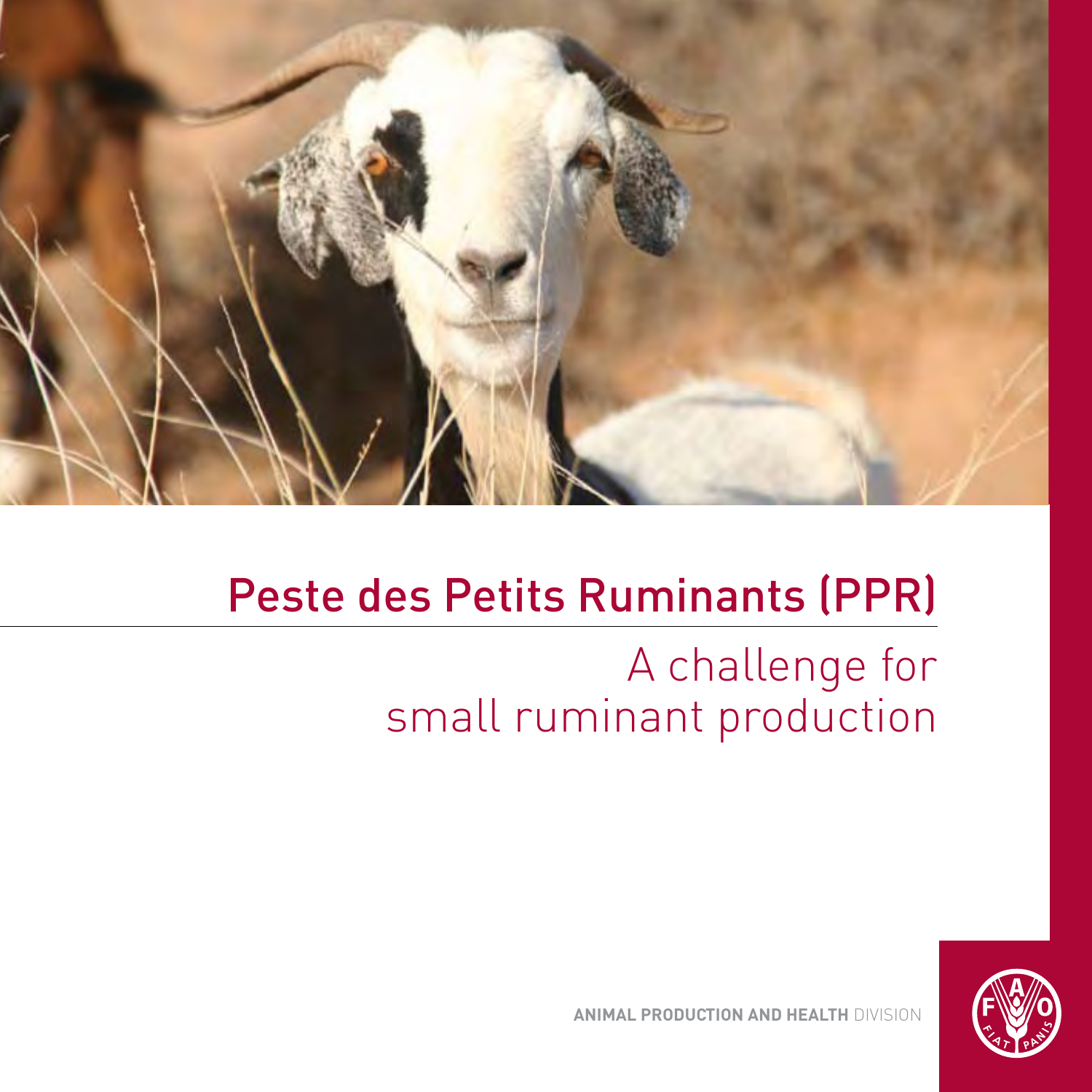# Peste des Petits Ruminants (PPR)

## A challenge for small ruminant production

**ANIMAL PRODUCTION AND HEALTH** DIVISION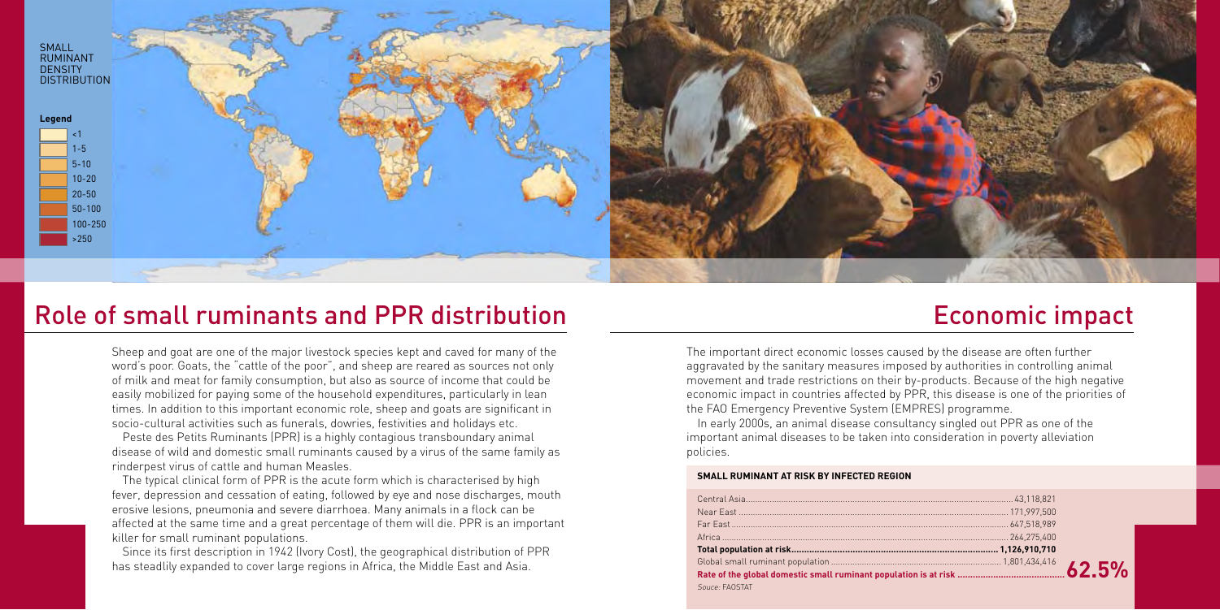SMALL RUMINANT DENSITY DISTRIBUTION

**Legend**

- <1
- 1-5
- 5-10
- 10-20
- 20-50
- 50-100
- 100-250
- >250

## Role of small ruminants and PPR distribution

Sheep and goat are one of the major livestock species kept and caved for many of the word's poor. Goats, the "cattle of the poor", and sheep are reared as sources not only of milk and meat for family consumption, but also as source of income that could be easily mobilized for paying some of the household expenditures, particularly in lean times. In addition to this important economic role, sheep and goats are significant in socio-cultural activities such as funerals, dowries, festivities and holidays etc.

Peste des Petits Ruminants (PPR) is a highly contagious transboundary animal disease of wild and domestic small ruminants caused by a virus of the same family as rinderpest virus of cattle and human Measles.

The typical clinical form of PPR is the acute form which is characterised by high fever, depression and cessation of eating, followed by eye and nose discharges, mouth erosive lesions, pneumonia and severe diarrhoea. Many animals in a flock can be affected at the same time and a great percentage of them will die. PPR is an important killer for small ruminant populations.

Since its first description in 1942 (Ivory Cost), the geographical distribution of PPR has steadlily expanded to cover large regions in Africa, the Middle East and Asia.

## Economic impact

The important direct economic losses caused by the disease are often further aggravated by the sanitary measures imposed by authorities in controlling animal movement and trade restrictions on their by-products. Because of the high negative economic impact in countries affected by PPR, this disease is one of the priorities of the FAO Emergency Preventive System (EMPRES) programme.

In early 2000s, an animal disease consultancy singled out PPR as one of the important animal diseases to be taken into consideration in poverty alleviation policies.

**SMALL RUMINANT AT RISK BY INFECTED REGION**

| Region | Population |
|---|---|
| Central Asia | 43,118,821 |
| Near East | 171,997,500 |
| Far East | 647,518,989 |
| Africa | 264,275,400 |
| **Total population at risk** | **1,126,910,710** |
| Global small ruminant population | 1,801,434,416 |
| **Rate of the global domestic small ruminant population is at risk** | **62.5%** |

*Souce:* FAOSTAT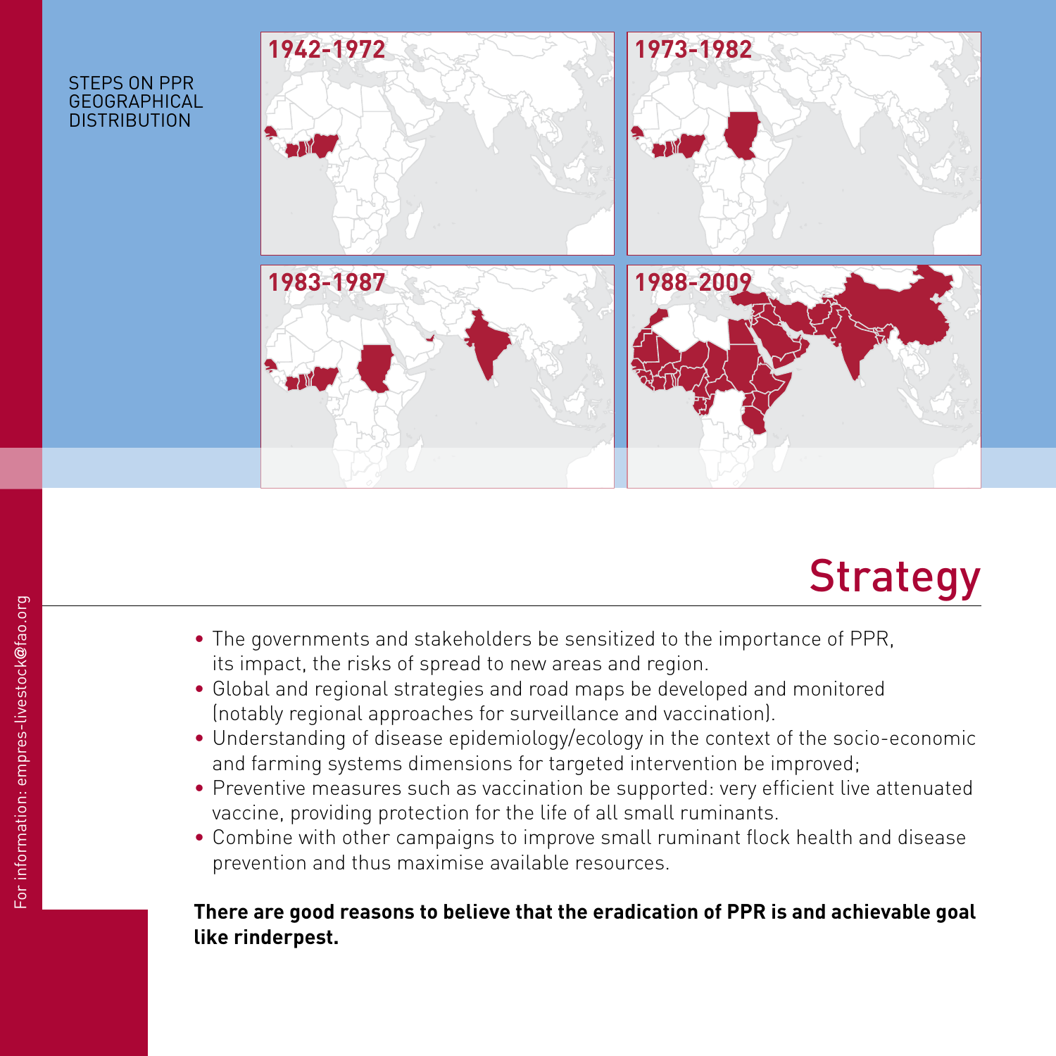STEPS ON PPR GEOGRAPHICAL DISTRIBUTION

1942-1972

1973-1982

1983-1987

1988-2009

## Strategy

- The governments and stakeholders be sensitized to the importance of PPR, its impact, the risks of spread to new areas and region.
- Global and regional strategies and road maps be developed and monitored (notably regional approaches for surveillance and vaccination).
- Understanding of disease epidemiology/ecology in the context of the socio-economic and farming systems dimensions for targeted intervention be improved;
- Preventive measures such as vaccination be supported: very efficient live attenuated vaccine, providing protection for the life of all small ruminants.
- Combine with other campaigns to improve small ruminant flock health and disease prevention and thus maximise available resources.

**There are good reasons to believe that the eradication of PPR is and achievable goal like rinderpest.**

For information: empres-livestock@fao.org